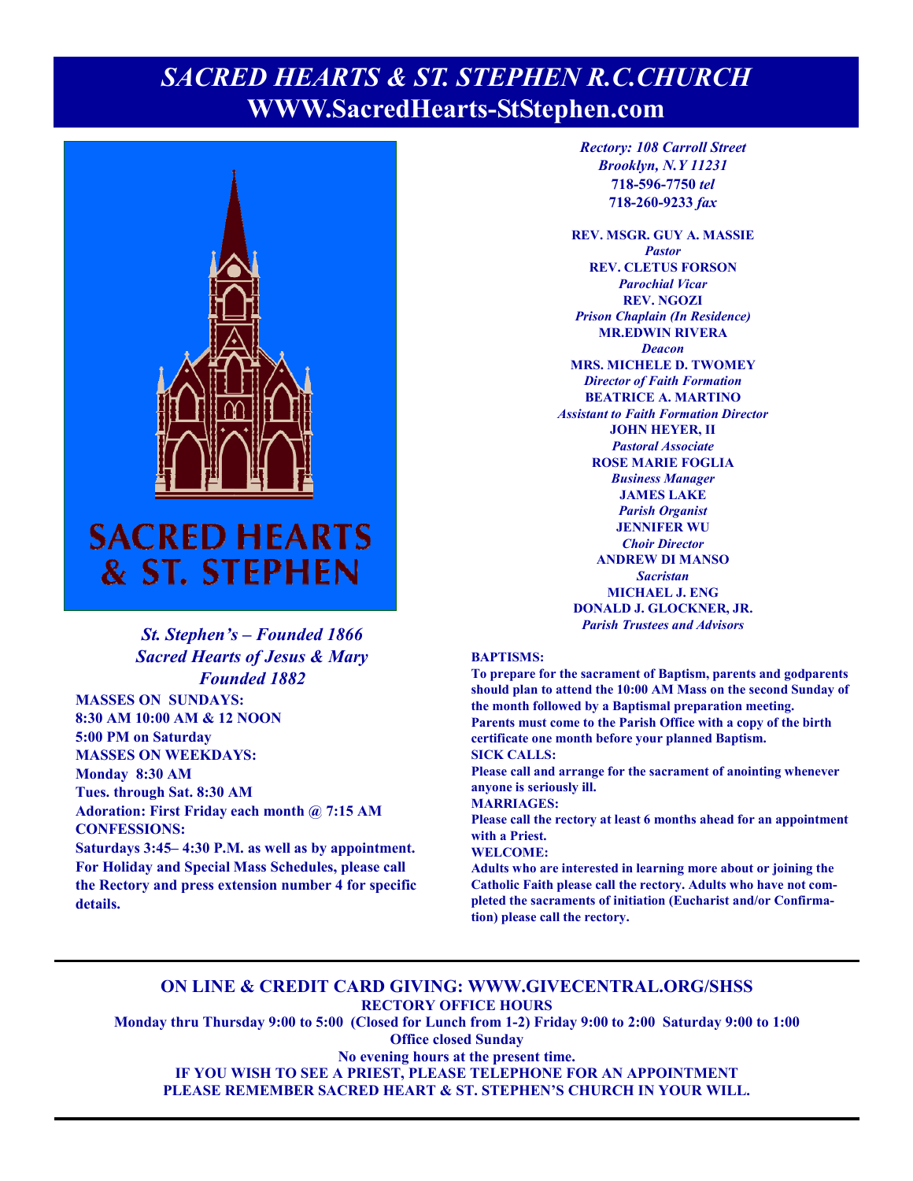# *SACRED HEARTS & ST. STEPHEN R.C.CHURCH*
# WWW.SacredHearts-StStephen.com

SACRED HEARTS & ST. STEPHEN

***St. Stephen's – Founded 1866***
***Sacred Hearts of Jesus & Mary***
***Founded 1882***

**MASSES ON SUNDAYS:**
**8:30 AM 10:00 AM & 12 NOON**
**5:00 PM on Saturday**
**MASSES ON WEEKDAYS:**
**Monday 8:30 AM**
**Tues. through Sat. 8:30 AM**
**Adoration: First Friday each month @ 7:15 AM**
**CONFESSIONS:**
**Saturdays 3:45– 4:30 P.M. as well as by appointment. For Holiday and Special Mass Schedules, please call the Rectory and press extension number 4 for specific details.**

***Rectory: 108 Carroll Street***
***Brooklyn, N.Y 11231***
**718-596-7750** ***tel***
**718-260-9233** ***fax***

**REV. MSGR. GUY A. MASSIE**
***Pastor***
**REV. CLETUS FORSON**
***Parochial Vicar***
**REV. NGOZI**
***Prison Chaplain (In Residence)***
**MR.EDWIN RIVERA**
***Deacon***
**MRS. MICHELE D. TWOMEY**
***Director of Faith Formation***
**BEATRICE A. MARTINO**
***Assistant to Faith Formation Director***
**JOHN HEYER, II**
***Pastoral Associate***
**ROSE MARIE FOGLIA**
***Business Manager***
**JAMES LAKE**
***Parish Organist***
**JENNIFER WU**
***Choir Director***
**ANDREW DI MANSO**
***Sacristan***
**MICHAEL J. ENG**
**DONALD J. GLOCKNER, JR.**
***Parish Trustees and Advisors***

**BAPTISMS:**
**To prepare for the sacrament of Baptism, parents and godparents should plan to attend the 10:00 AM Mass on the second Sunday of the month followed by a Baptismal preparation meeting. Parents must come to the Parish Office with a copy of the birth certificate one month before your planned Baptism.**
**SICK CALLS:**
**Please call and arrange for the sacrament of anointing whenever anyone is seriously ill.**
**MARRIAGES:**
**Please call the rectory at least 6 months ahead for an appointment with a Priest.**
**WELCOME:**
**Adults who are interested in learning more about or joining the Catholic Faith please call the rectory. Adults who have not completed the sacraments of initiation (Eucharist and/or Confirmation) please call the rectory.**

---

**ON LINE & CREDIT CARD GIVING: WWW.GIVECENTRAL.ORG/SHSS**
**RECTORY OFFICE HOURS**
**Monday thru Thursday 9:00 to 5:00 (Closed for Lunch from 1-2) Friday 9:00 to 2:00 Saturday 9:00 to 1:00**
**Office closed Sunday**
**No evening hours at the present time.**
**IF YOU WISH TO SEE A PRIEST, PLEASE TELEPHONE FOR AN APPOINTMENT**
**PLEASE REMEMBER SACRED HEART & ST. STEPHEN'S CHURCH IN YOUR WILL.**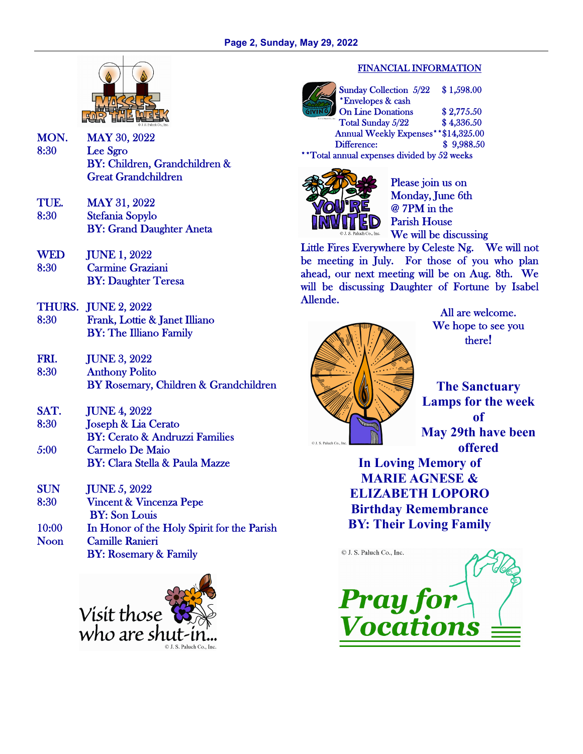## Masses for the Week

**MON.** 8:30 — MAY 30, 2022
Lee Sgro
BY: Children, Grandchildren & Great Grandchildren

**TUE.** 8:30 — MAY 31, 2022
Stefania Sopylo
BY: Grand Daughter Aneta

**WED** 8:30 — JUNE 1, 2022
Carmine Graziani
BY: Daughter Teresa

**THURS.** 8:30 — JUNE 2, 2022
Frank, Lottie & Janet Illiano
BY: The Illiano Family

**FRI.** 8:30 — JUNE 3, 2022
Anthony Polito
BY Rosemary, Children & Grandchildren

**SAT.** — JUNE 4, 2022
8:30 Joseph & Lia Cerato
BY: Cerato & Andruzzi Families
5:00 Carmelo De Maio
BY: Clara Stella & Paula Mazze

**SUN** — JUNE 5, 2022
8:30 Vincent & Vincenza Pepe
BY: Son Louis
10:00 In Honor of the Holy Spirit for the Parish
Noon Camille Ranieri
BY: Rosemary & Family

Visit those who are shut-in...

## FINANCIAL INFORMATION

| | |
|---|---|
| Sunday Collection 5/22 *Envelopes & cash | $ 1,598.00 |
| On Line Donations | $ 2,775.50 |
| Total Sunday 5/22 | $ 4,336.50 |
| Annual Weekly Expenses** | $14,325.00 |
| Difference: | $ 9,988.50 |

**Total annual expenses divided by 52 weeks

## You're Invited

Please join us on Monday, June 6th @ 7PM in the Parish House
We will be discussing Little Fires Everywhere by Celeste Ng. We will not be meeting in July. For those of you who plan ahead, our next meeting will be on Aug. 8th. We will be discussing Daughter of Fortune by Isabel Allende.

All are welcome.
We hope to see you there!

**The Sanctuary Lamps for the week of May 29th have been offered**
**In Loving Memory of**
**MARIE AGNESE &**
**ELIZABETH LOPORO**
**Birthday Remembrance**
**BY: Their Loving Family**

*Pray for Vocations*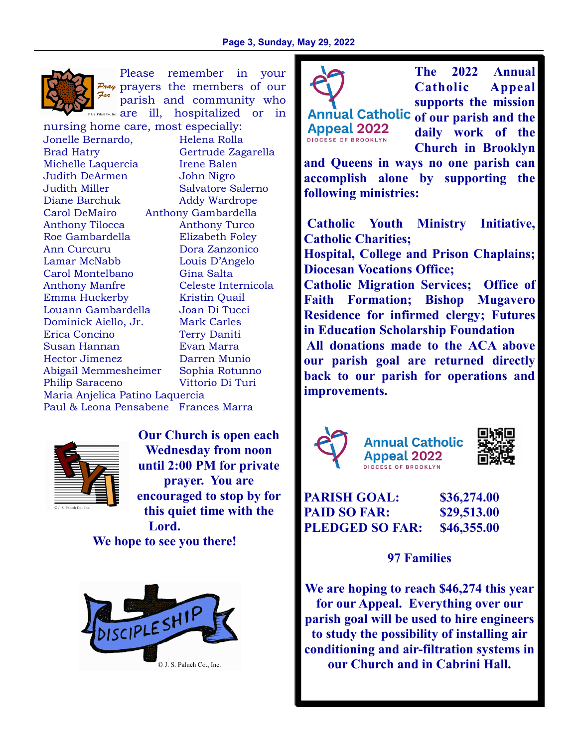Please remember in your prayers the members of our parish and community who are ill, hospitalized or in nursing home care, most especially:

Jonelle Bernardo, Helena Rolla
Brad Hatry, Gertrude Zagarella
Michelle Laquercia, Irene Balen
Judith DeArmen, John Nigro
Judith Miller, Salvatore Salerno
Diane Barchuk, Addy Wardrope
Carol DeMairo, Anthony Gambardella
Anthony Tilocca, Anthony Turco
Roe Gambardella, Elizabeth Foley
Ann Curcuru, Dora Zanzonico
Lamar McNabb, Louis D'Angelo
Carol Montelbano, Gina Salta
Anthony Manfre, Celeste Internicola
Emma Huckerby, Kristin Quail
Louann Gambardella, Joan Di Tucci
Dominick Aiello, Jr., Mark Carles
Erica Concino, Terry Daniti
Susan Hannan, Evan Marra
Hector Jimenez, Darren Munio
Abigail Memmesheimer, Sophia Rotunno
Philip Saraceno, Vittorio Di Turi
Maria Anjelica Patino Laquercia
Paul & Leona Pensabene, Frances Marra

**Our Church is open each Wednesday from noon until 2:00 PM for private prayer. You are encouraged to stop by for this quiet time with the Lord.**

**We hope to see you there!**

**The 2022 Annual Catholic Appeal supports the mission of our parish and the daily work of the Church in Brooklyn and Queens in ways no one parish can accomplish alone by supporting the following ministries:**

**Catholic Youth Ministry Initiative, Catholic Charities;**
**Hospital, College and Prison Chaplains; Diocesan Vocations Office;**
**Catholic Migration Services; Office of Faith Formation; Bishop Mugavero Residence for infirmed clergy; Futures in Education Scholarship Foundation**

**All donations made to the ACA above our parish goal are returned directly back to our parish for operations and improvements.**

| | |
|---|---|
| **PARISH GOAL:** | **$36,274.00** |
| **PAID SO FAR:** | **$29,513.00** |
| **PLEDGED SO FAR:** | **$46,355.00** |

**97 Families**

**We are hoping to reach $46,274 this year for our Appeal. Everything over our parish goal will be used to hire engineers to study the possibility of installing air conditioning and air-filtration systems in our Church and in Cabrini Hall.**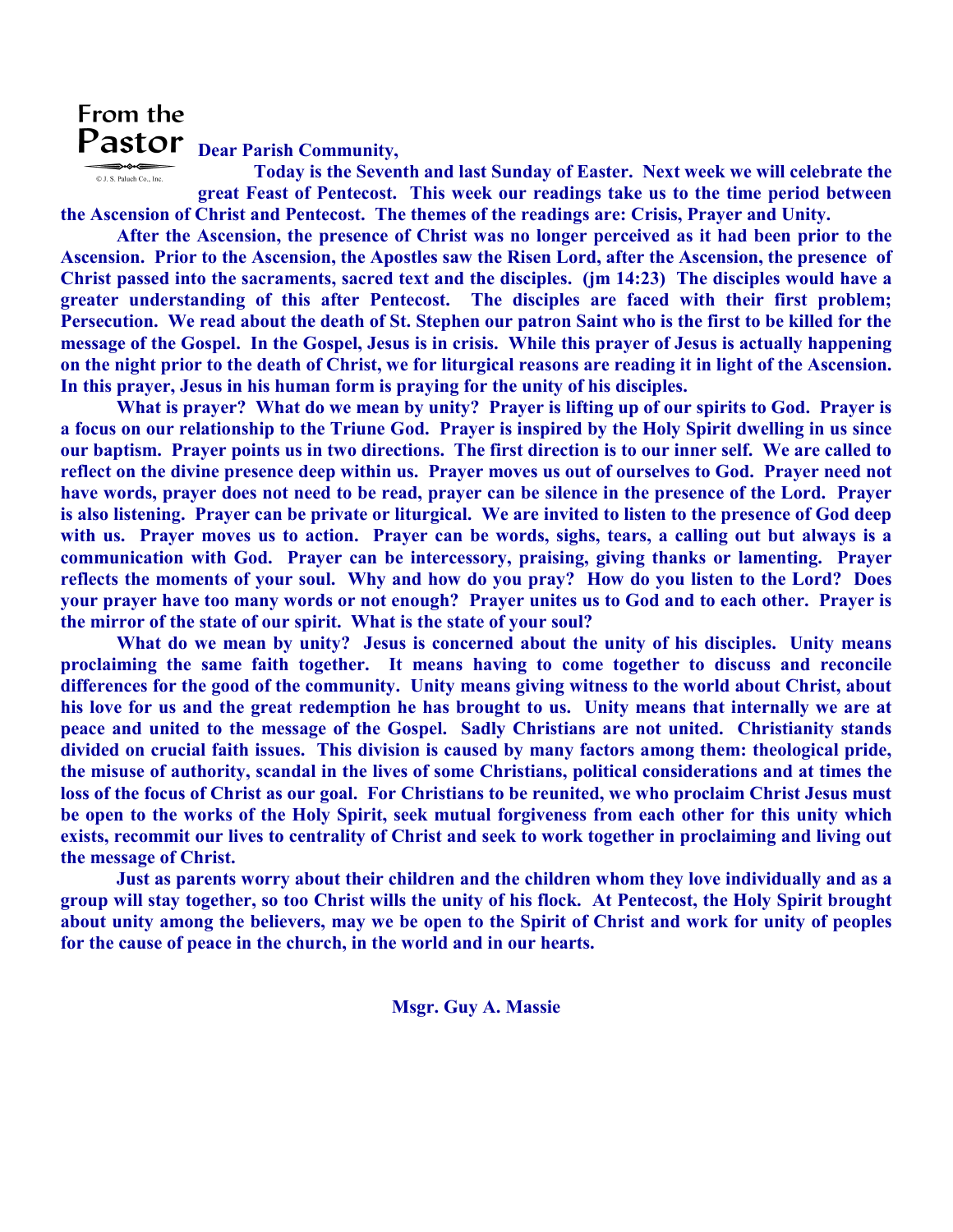## From the Pastor

© J. S. Paluch Co., Inc.

**Dear Parish Community,**

**Today is the Seventh and last Sunday of Easter. Next week we will celebrate the great Feast of Pentecost. This week our readings take us to the time period between the Ascension of Christ and Pentecost. The themes of the readings are: Crisis, Prayer and Unity.**

**After the Ascension, the presence of Christ was no longer perceived as it had been prior to the Ascension. Prior to the Ascension, the Apostles saw the Risen Lord, after the Ascension, the presence of Christ passed into the sacraments, sacred text and the disciples. (jm 14:23) The disciples would have a greater understanding of this after Pentecost. The disciples are faced with their first problem; Persecution. We read about the death of St. Stephen our patron Saint who is the first to be killed for the message of the Gospel. In the Gospel, Jesus is in crisis. While this prayer of Jesus is actually happening on the night prior to the death of Christ, we for liturgical reasons are reading it in light of the Ascension. In this prayer, Jesus in his human form is praying for the unity of his disciples.**

**What is prayer? What do we mean by unity? Prayer is lifting up of our spirits to God. Prayer is a focus on our relationship to the Triune God. Prayer is inspired by the Holy Spirit dwelling in us since our baptism. Prayer points us in two directions. The first direction is to our inner self. We are called to reflect on the divine presence deep within us. Prayer moves us out of ourselves to God. Prayer need not have words, prayer does not need to be read, prayer can be silence in the presence of the Lord. Prayer is also listening. Prayer can be private or liturgical. We are invited to listen to the presence of God deep with us. Prayer moves us to action. Prayer can be words, sighs, tears, a calling out but always is a communication with God. Prayer can be intercessory, praising, giving thanks or lamenting. Prayer reflects the moments of your soul. Why and how do you pray? How do you listen to the Lord? Does your prayer have too many words or not enough? Prayer unites us to God and to each other. Prayer is the mirror of the state of our spirit. What is the state of your soul?**

**What do we mean by unity? Jesus is concerned about the unity of his disciples. Unity means proclaiming the same faith together. It means having to come together to discuss and reconcile differences for the good of the community. Unity means giving witness to the world about Christ, about his love for us and the great redemption he has brought to us. Unity means that internally we are at peace and united to the message of the Gospel. Sadly Christians are not united. Christianity stands divided on crucial faith issues. This division is caused by many factors among them: theological pride, the misuse of authority, scandal in the lives of some Christians, political considerations and at times the loss of the focus of Christ as our goal. For Christians to be reunited, we who proclaim Christ Jesus must be open to the works of the Holy Spirit, seek mutual forgiveness from each other for this unity which exists, recommit our lives to centrality of Christ and seek to work together in proclaiming and living out the message of Christ.**

**Just as parents worry about their children and the children whom they love individually and as a group will stay together, so too Christ wills the unity of his flock. At Pentecost, the Holy Spirit brought about unity among the believers, may we be open to the Spirit of Christ and work for unity of peoples for the cause of peace in the church, in the world and in our hearts.**

**Msgr. Guy A. Massie**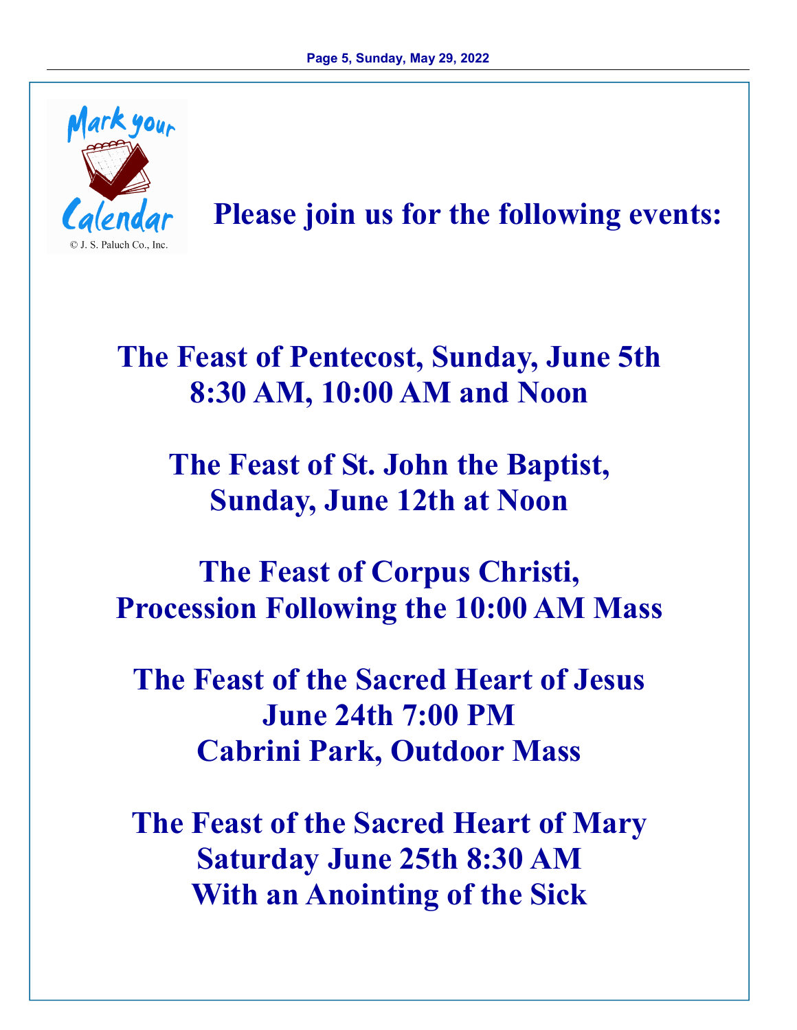Mark your Calendar

© J. S. Paluch Co., Inc.

## Please join us for the following events:

**The Feast of Pentecost, Sunday, June 5th**
**8:30 AM, 10:00 AM and Noon**

**The Feast of St. John the Baptist,**
**Sunday, June 12th at Noon**

**The Feast of Corpus Christi,**
**Procession Following the 10:00 AM Mass**

**The Feast of the Sacred Heart of Jesus**
**June 24th 7:00 PM**
**Cabrini Park, Outdoor Mass**

**The Feast of the Sacred Heart of Mary**
**Saturday June 25th 8:30 AM**
**With an Anointing of the Sick**